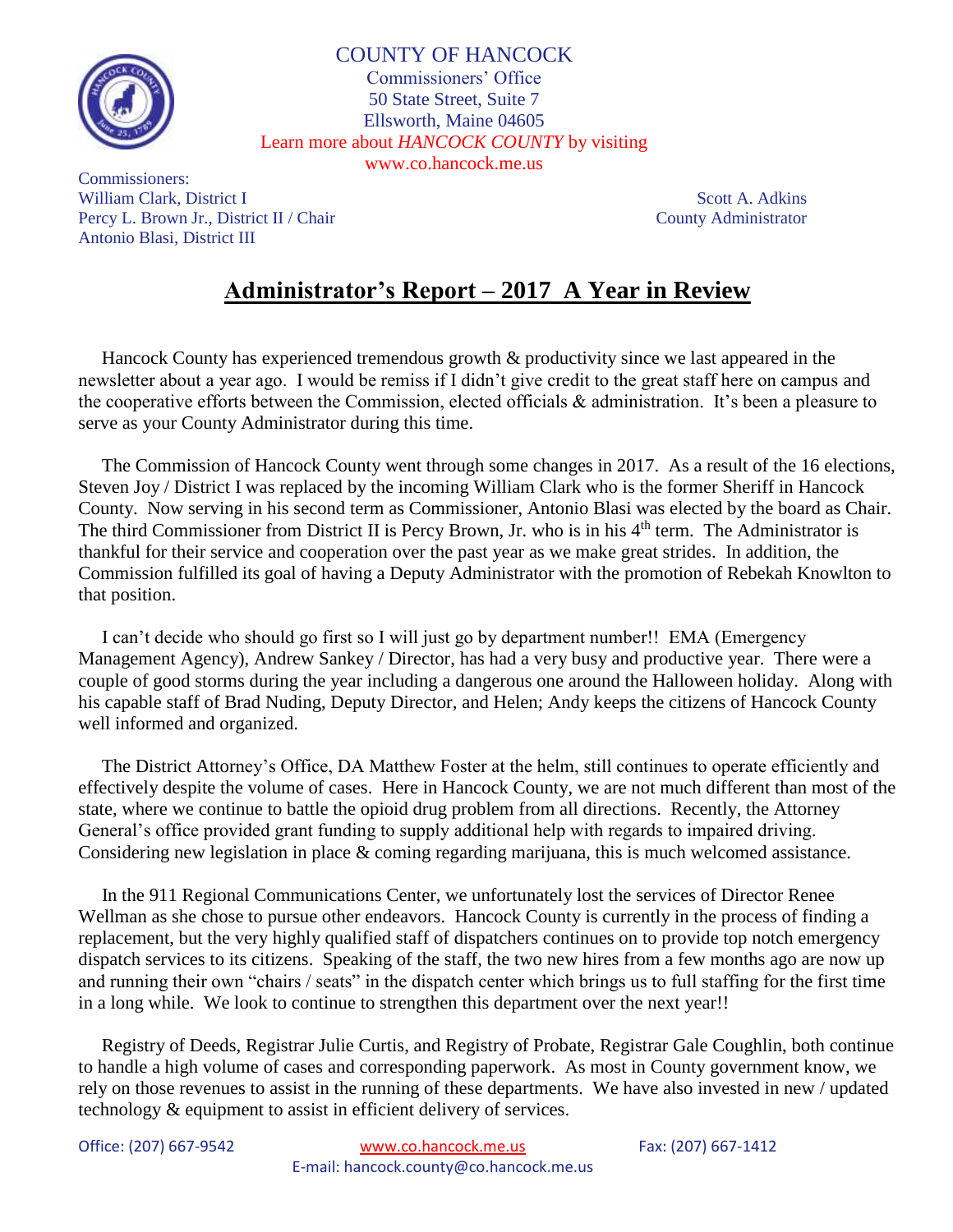COUNTY OF HANCOCK
Commissioners' Office
50 State Street, Suite 7
Ellsworth, Maine 04605
Learn more about *HANCOCK COUNTY* by visiting
www.co.hancock.me.us

Commissioners:
William Clark, District I
Percy L. Brown Jr., District II / Chair
Antonio Blasi, District III

Scott A. Adkins
County Administrator

# Administrator's Report – 2017 A Year in Review

Hancock County has experienced tremendous growth & productivity since we last appeared in the newsletter about a year ago. I would be remiss if I didn't give credit to the great staff here on campus and the cooperative efforts between the Commission, elected officials & administration. It's been a pleasure to serve as your County Administrator during this time.

The Commission of Hancock County went through some changes in 2017. As a result of the 16 elections, Steven Joy / District I was replaced by the incoming William Clark who is the former Sheriff in Hancock County. Now serving in his second term as Commissioner, Antonio Blasi was elected by the board as Chair. The third Commissioner from District II is Percy Brown, Jr. who is in his 4th term. The Administrator is thankful for their service and cooperation over the past year as we make great strides. In addition, the Commission fulfilled its goal of having a Deputy Administrator with the promotion of Rebekah Knowlton to that position.

I can't decide who should go first so I will just go by department number!! EMA (Emergency Management Agency), Andrew Sankey / Director, has had a very busy and productive year. There were a couple of good storms during the year including a dangerous one around the Halloween holiday. Along with his capable staff of Brad Nuding, Deputy Director, and Helen; Andy keeps the citizens of Hancock County well informed and organized.

The District Attorney's Office, DA Matthew Foster at the helm, still continues to operate efficiently and effectively despite the volume of cases. Here in Hancock County, we are not much different than most of the state, where we continue to battle the opioid drug problem from all directions. Recently, the Attorney General's office provided grant funding to supply additional help with regards to impaired driving. Considering new legislation in place & coming regarding marijuana, this is much welcomed assistance.

In the 911 Regional Communications Center, we unfortunately lost the services of Director Renee Wellman as she chose to pursue other endeavors. Hancock County is currently in the process of finding a replacement, but the very highly qualified staff of dispatchers continues on to provide top notch emergency dispatch services to its citizens. Speaking of the staff, the two new hires from a few months ago are now up and running their own "chairs / seats" in the dispatch center which brings us to full staffing for the first time in a long while. We look to continue to strengthen this department over the next year!!

Registry of Deeds, Registrar Julie Curtis, and Registry of Probate, Registrar Gale Coughlin, both continue to handle a high volume of cases and corresponding paperwork. As most in County government know, we rely on those revenues to assist in the running of these departments. We have also invested in new / updated technology & equipment to assist in efficient delivery of services.

Office: (207) 667-9542 www.co.hancock.me.us Fax: (207) 667-1412
E-mail: hancock.county@co.hancock.me.us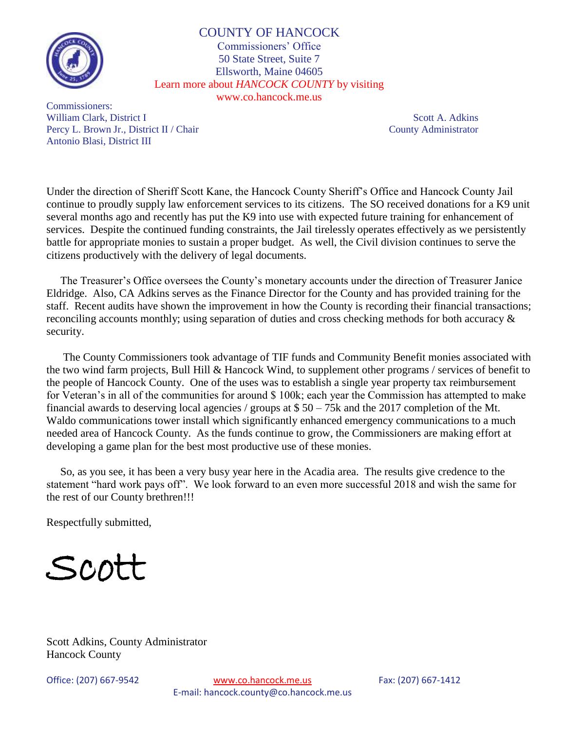# COUNTY OF HANCOCK

Commissioners' Office
50 State Street, Suite 7
Ellsworth, Maine 04605
Learn more about *HANCOCK COUNTY* by visiting
www.co.hancock.me.us

Commissioners:
William Clark, District I
Percy L. Brown Jr., District II / Chair
Antonio Blasi, District III

Scott A. Adkins
County Administrator

Under the direction of Sheriff Scott Kane, the Hancock County Sheriff's Office and Hancock County Jail continue to proudly supply law enforcement services to its citizens. The SO received donations for a K9 unit several months ago and recently has put the K9 into use with expected future training for enhancement of services. Despite the continued funding constraints, the Jail tirelessly operates effectively as we persistently battle for appropriate monies to sustain a proper budget. As well, the Civil division continues to serve the citizens productively with the delivery of legal documents.

The Treasurer's Office oversees the County's monetary accounts under the direction of Treasurer Janice Eldridge. Also, CA Adkins serves as the Finance Director for the County and has provided training for the staff. Recent audits have shown the improvement in how the County is recording their financial transactions; reconciling accounts monthly; using separation of duties and cross checking methods for both accuracy & security.

The County Commissioners took advantage of TIF funds and Community Benefit monies associated with the two wind farm projects, Bull Hill & Hancock Wind, to supplement other programs / services of benefit to the people of Hancock County. One of the uses was to establish a single year property tax reimbursement for Veteran's in all of the communities for around $ 100k; each year the Commission has attempted to make financial awards to deserving local agencies / groups at $ 50 – 75k and the 2017 completion of the Mt. Waldo communications tower install which significantly enhanced emergency communications to a much needed area of Hancock County. As the funds continue to grow, the Commissioners are making effort at developing a game plan for the best most productive use of these monies.

So, as you see, it has been a very busy year here in the Acadia area. The results give credence to the statement "hard work pays off". We look forward to an even more successful 2018 and wish the same for the rest of our County brethren!!!

Respectfully submitted,

Scott

Scott Adkins, County Administrator
Hancock County

Office: (207) 667-9542 www.co.hancock.me.us Fax: (207) 667-1412
E-mail: hancock.county@co.hancock.me.us